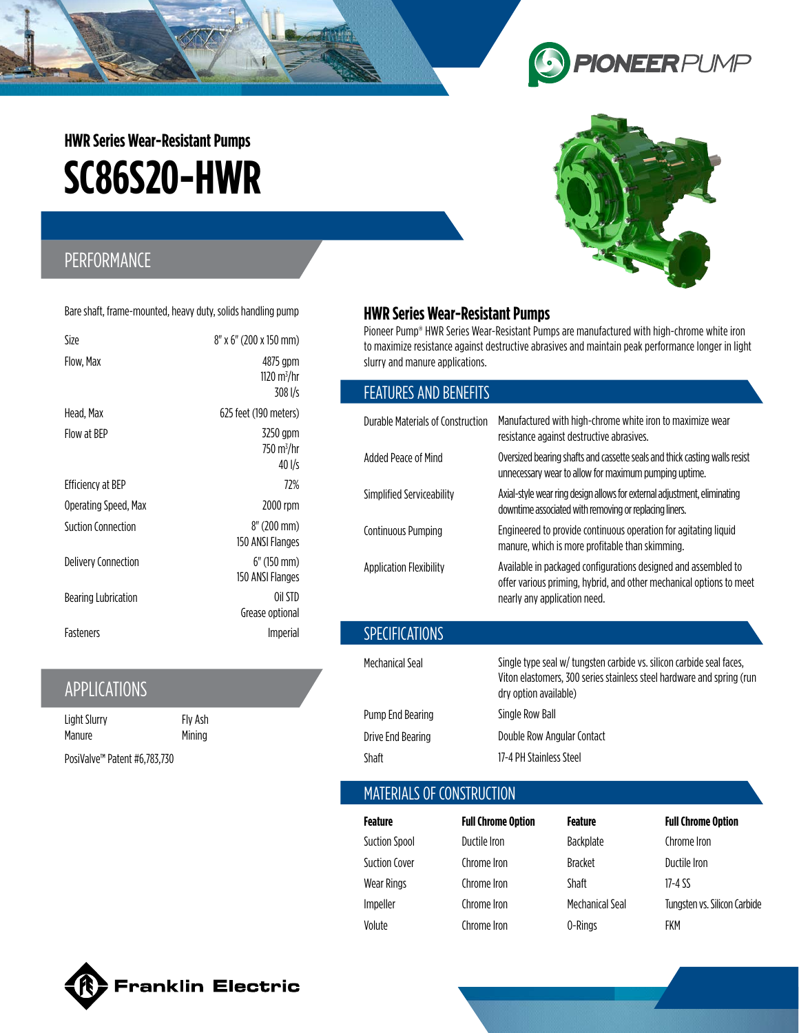## HWR Series Wear-Resistant Pumps

# SC86S20-HWR

## PERFORMANCE

Bare shaft, frame-mounted, heavy duty, solids handling pump

| | |
|---|---|
| Size | 8" x 6" (200 x 150 mm) |
| Flow, Max | 4875 gpm<br>1120 $m^3$/hr<br>308 l/s |
| Head, Max | 625 feet (190 meters) |
| Flow at BEP | 3250 gpm<br>750 $m^3$/hr<br>40 l/s |
| Efficiency at BEP | 72% |
| Operating Speed, Max | 2000 rpm |
| Suction Connection | 8" (200 mm)<br>150 ANSI Flanges |
| Delivery Connection | 6" (150 mm)<br>150 ANSI Flanges |
| Bearing Lubrication | Oil STD<br>Grease optional |
| Fasteners | Imperial |

## APPLICATIONS

| | |
|---|---|
| Light Slurry | Fly Ash |
| Manure | Mining |

PosiValve™ Patent #6,783,730

## HWR Series Wear-Resistant Pumps

Pioneer Pump® HWR Series Wear-Resistant Pumps are manufactured with high-chrome white iron to maximize resistance against destructive abrasives and maintain peak performance longer in light slurry and manure applications.

## FEATURES AND BENEFITS

| | |
|---|---|
| Durable Materials of Construction | Manufactured with high-chrome white iron to maximize wear resistance against destructive abrasives. |
| Added Peace of Mind | Oversized bearing shafts and cassette seals and thick casting walls resist unnecessary wear to allow for maximum pumping uptime. |
| Simplified Serviceability | Axial-style wear ring design allows for external adjustment, eliminating downtime associated with removing or replacing liners. |
| Continuous Pumping | Engineered to provide continuous operation for agitating liquid manure, which is more profitable than skimming. |
| Application Flexibility | Available in packaged configurations designed and assembled to offer various priming, hybrid, and other mechanical options to meet nearly any application need. |

## SPECIFICATIONS

| | |
|---|---|
| Mechanical Seal | Single type seal w/ tungsten carbide vs. silicon carbide seal faces, Viton elastomers, 300 series stainless steel hardware and spring (run dry option available) |
| Pump End Bearing | Single Row Ball |
| Drive End Bearing | Double Row Angular Contact |
| Shaft | 17-4 PH Stainless Steel |

## MATERIALS OF CONSTRUCTION

| Feature | Full Chrome Option | Feature | Full Chrome Option |
|---|---|---|---|
| Suction Spool | Ductile Iron | Backplate | Chrome Iron |
| Suction Cover | Chrome Iron | Bracket | Ductile Iron |
| Wear Rings | Chrome Iron | Shaft | 17-4 SS |
| Impeller | Chrome Iron | Mechanical Seal | Tungsten vs. Silicon Carbide |
| Volute | Chrome Iron | O-Rings | FKM |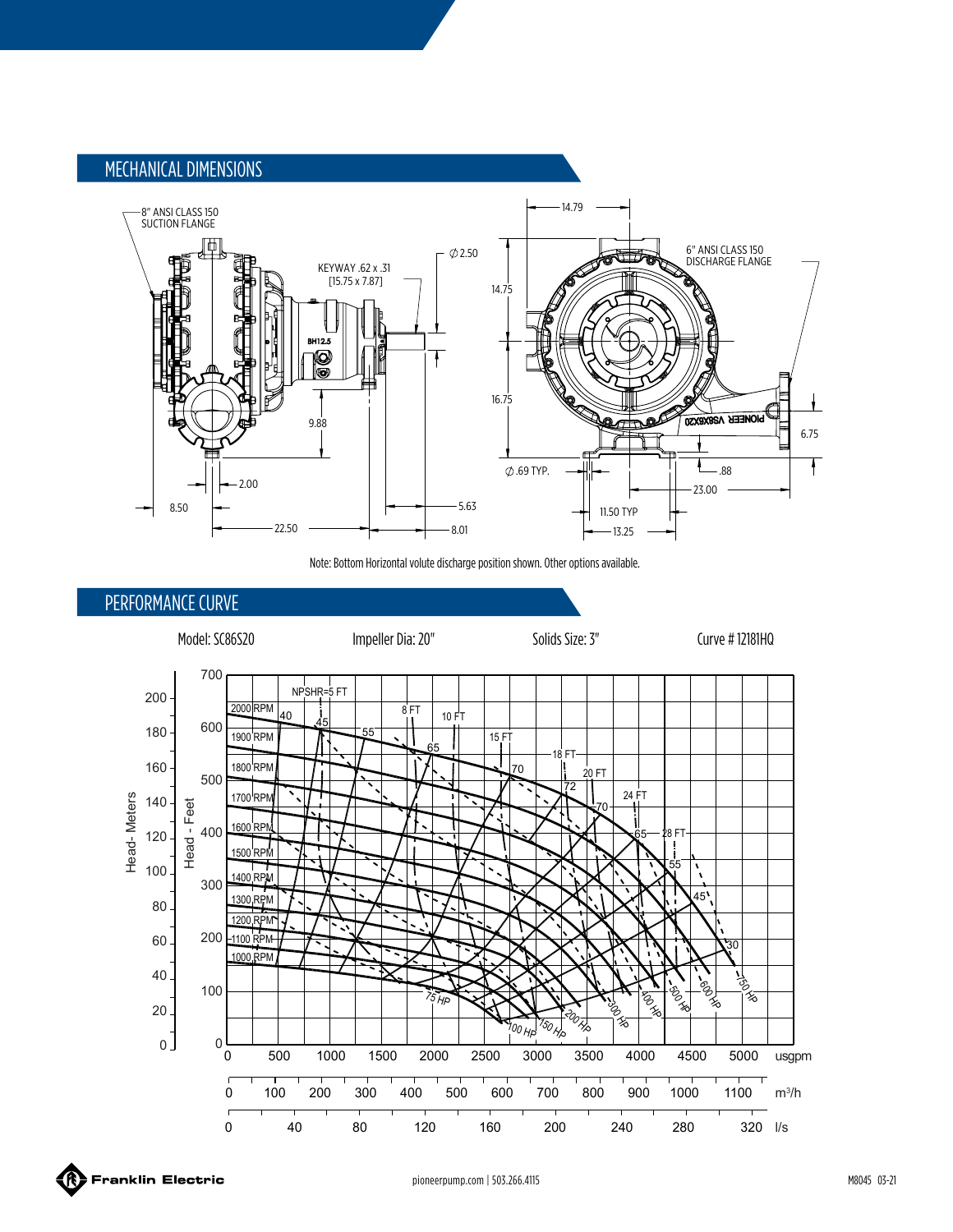## MECHANICAL DIMENSIONS

8" ANSI CLASS 150 SUCTION FLANGE

KEYWAY .62 x .31 [15.75 x 7.87]

∅ 2.50

BH12.5

9.88

2.00

8.50

22.50

5.63

8.01

14.79

6" ANSI CLASS 150 DISCHARGE FLANGE

14.75

16.75

PIONEER VS8X6X20

6.75

∅ .69 TYP.

.88

23.00

11.50 TYP

13.25

Note: Bottom Horizontal volute discharge position shown. Other options available.

## PERFORMANCE CURVE

Model: SC86S20

Impeller Dia: 20"

Solids Size: 3"

Curve # 12181HQ

Head- Meters

Head - Feet

NPSHR=5 FT

8 FT

10 FT

15 FT

18 FT

20 FT

24 FT

28 FT

2000 RPM

1900 RPM

1800 RPM

1700 RPM

1600 RPM

1500 RPM

1400 RPM

1300 RPM

1200 RPM

1100 RPM

1000 RPM

40

45

55

65

70

72

70

65

55

45

30

75 HP

100 HP

150 HP

200 HP

300 HP

400 HP

500 HP

600 HP

750 HP

0 20 40 60 80 100 120 140 160 180 200

0 100 200 300 400 500 600 700

0 500 1000 1500 2000 2500 3000 3500 4000 4500 5000 usgpm

0 100 200 300 400 500 600 700 800 900 1000 1100 m³/h

0 40 80 120 160 200 240 280 320 l/s

pioneerpump.com | 503.266.4115

M8045 03-21